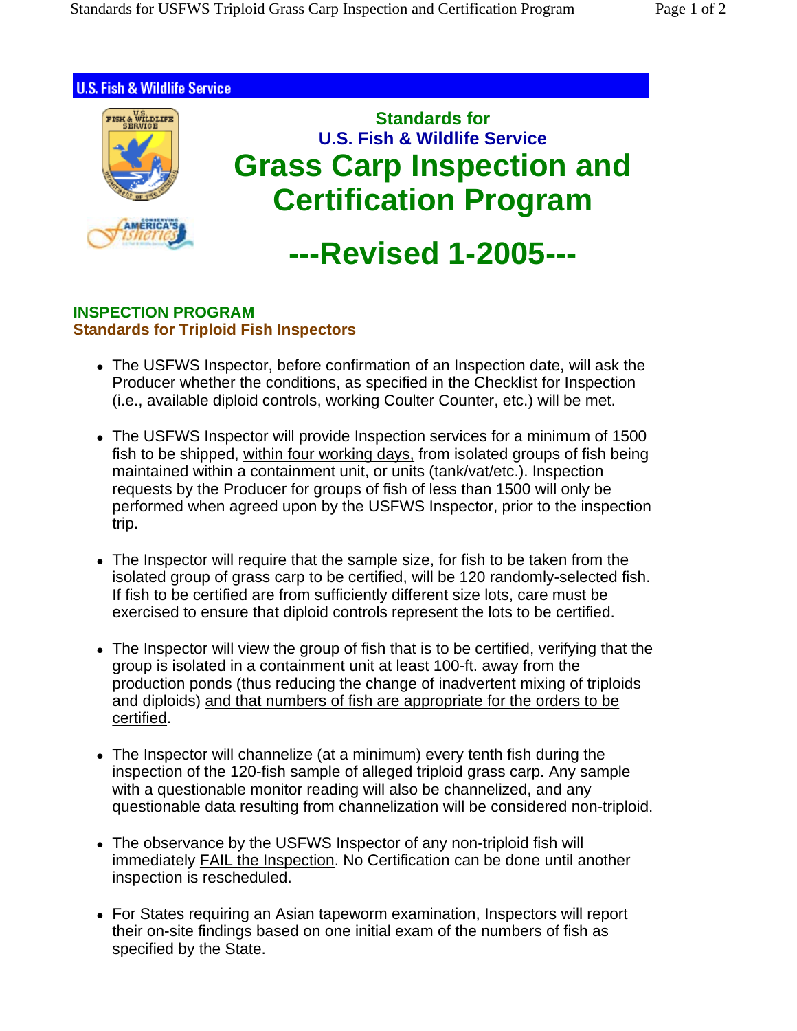U.S. Fish & Wildlife Service

# Standards for U.S. Fish & Wildlife Service Grass Carp Inspection and Certification Program

## ---Revised 1-2005---

## INSPECTION PROGRAM

### Standards for Triploid Fish Inspectors

- The USFWS Inspector, before confirmation of an Inspection date, will ask the Producer whether the conditions, as specified in the Checklist for Inspection (i.e., available diploid controls, working Coulter Counter, etc.) will be met.
- The USFWS Inspector will provide Inspection services for a minimum of 1500 fish to be shipped, within four working days, from isolated groups of fish being maintained within a containment unit, or units (tank/vat/etc.). Inspection requests by the Producer for groups of fish of less than 1500 will only be performed when agreed upon by the USFWS Inspector, prior to the inspection trip.
- The Inspector will require that the sample size, for fish to be taken from the isolated group of grass carp to be certified, will be 120 randomly-selected fish. If fish to be certified are from sufficiently different size lots, care must be exercised to ensure that diploid controls represent the lots to be certified.
- The Inspector will view the group of fish that is to be certified, verifying that the group is isolated in a containment unit at least 100-ft. away from the production ponds (thus reducing the change of inadvertent mixing of triploids and diploids) and that numbers of fish are appropriate for the orders to be certified.
- The Inspector will channelize (at a minimum) every tenth fish during the inspection of the 120-fish sample of alleged triploid grass carp. Any sample with a questionable monitor reading will also be channelized, and any questionable data resulting from channelization will be considered non-triploid.
- The observance by the USFWS Inspector of any non-triploid fish will immediately FAIL the Inspection. No Certification can be done until another inspection is rescheduled.
- For States requiring an Asian tapeworm examination, Inspectors will report their on-site findings based on one initial exam of the numbers of fish as specified by the State.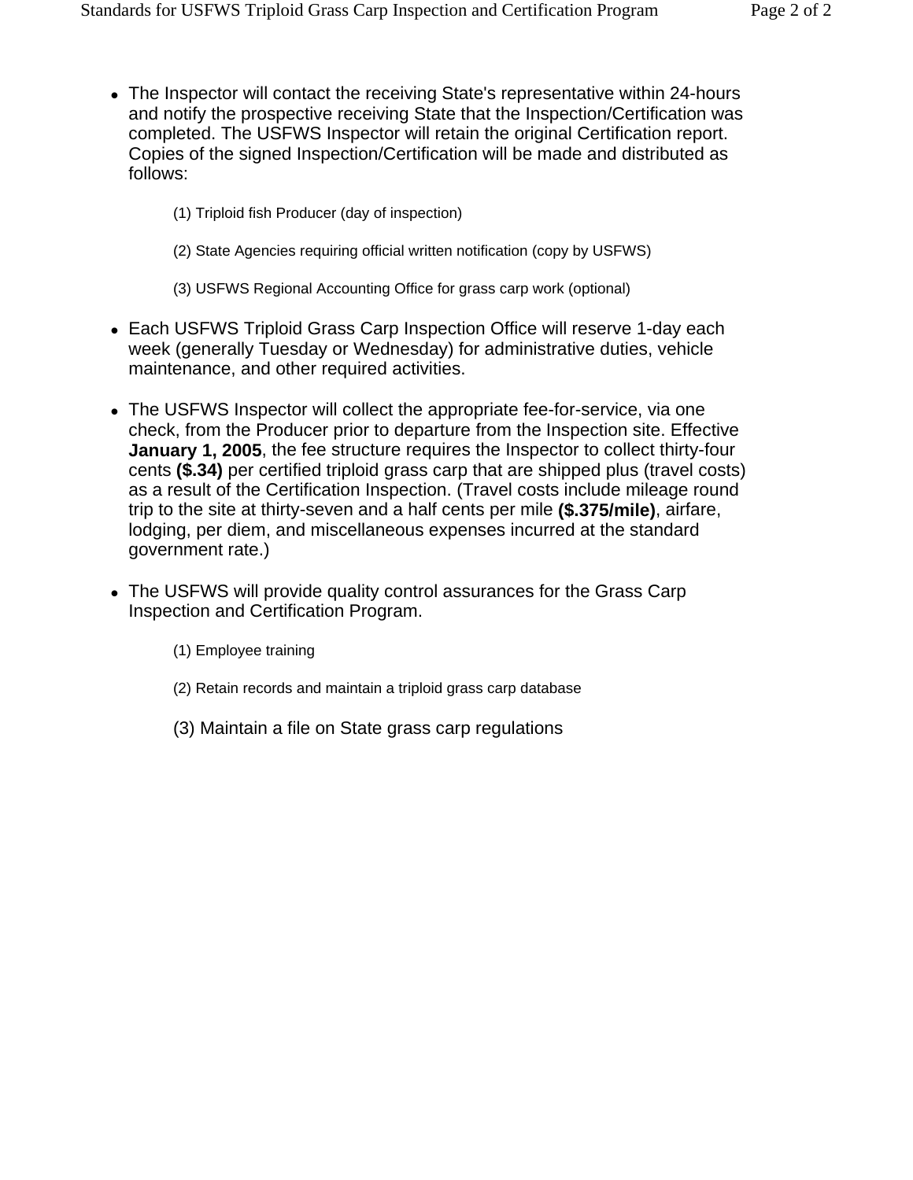- The Inspector will contact the receiving State's representative within 24-hours and notify the prospective receiving State that the Inspection/Certification was completed. The USFWS Inspector will retain the original Certification report. Copies of the signed Inspection/Certification will be made and distributed as follows:

  (1) Triploid fish Producer (day of inspection)

  (2) State Agencies requiring official written notification (copy by USFWS)

  (3) USFWS Regional Accounting Office for grass carp work (optional)

- Each USFWS Triploid Grass Carp Inspection Office will reserve 1-day each week (generally Tuesday or Wednesday) for administrative duties, vehicle maintenance, and other required activities.

- The USFWS Inspector will collect the appropriate fee-for-service, via one check, from the Producer prior to departure from the Inspection site. Effective **January 1, 2005**, the fee structure requires the Inspector to collect thirty-four cents **($.34)** per certified triploid grass carp that are shipped plus (travel costs) as a result of the Certification Inspection. (Travel costs include mileage round trip to the site at thirty-seven and a half cents per mile **($.375/mile)**, airfare, lodging, per diem, and miscellaneous expenses incurred at the standard government rate.)

- The USFWS will provide quality control assurances for the Grass Carp Inspection and Certification Program.

  (1) Employee training

  (2) Retain records and maintain a triploid grass carp database

  (3) Maintain a file on State grass carp regulations